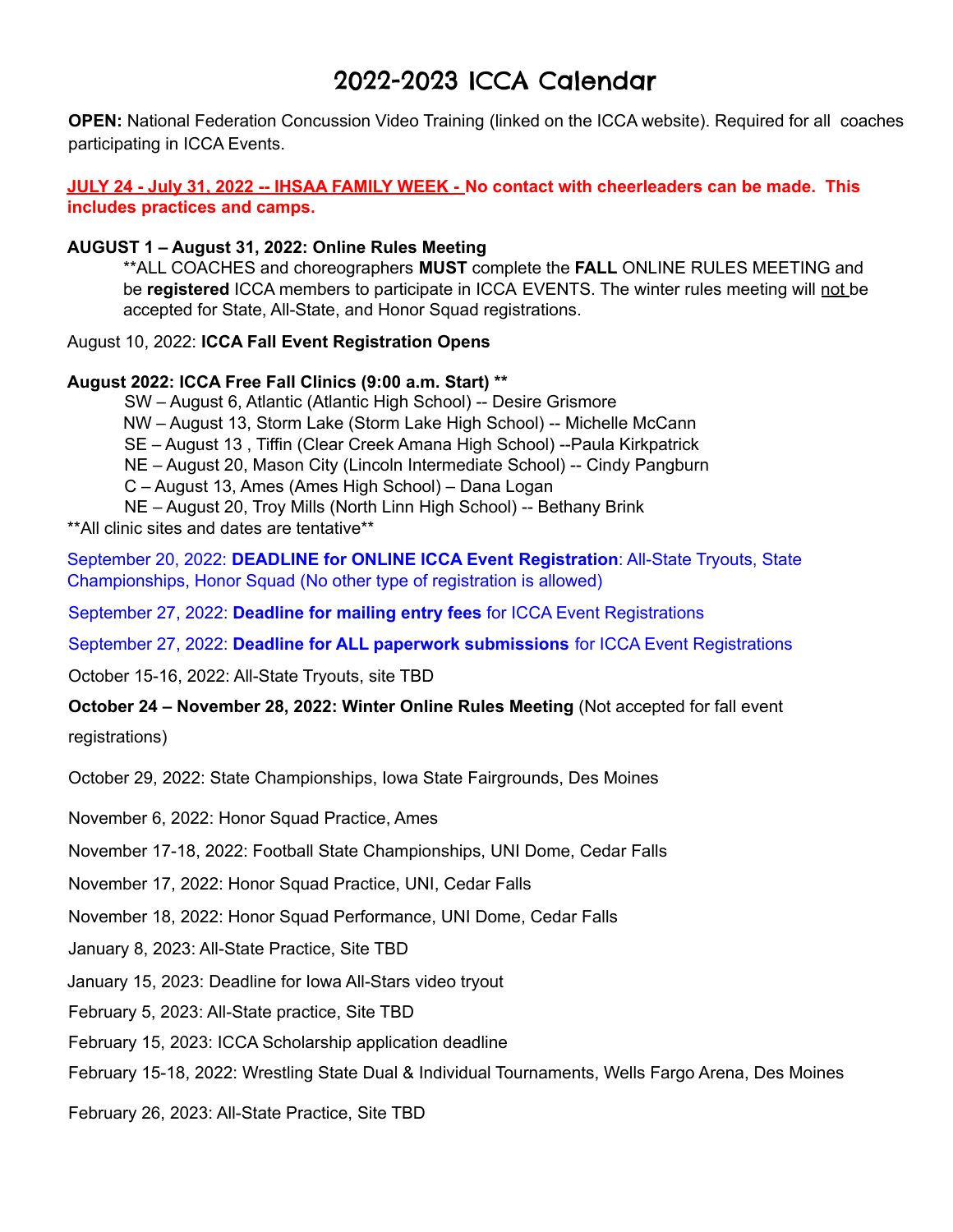# 2022-2023 ICCA Calendar

**OPEN:** National Federation Concussion Video Training (linked on the ICCA website). Required for all coaches participating in ICCA Events.

**JULY 24 - July 31, 2022 -- IHSAA FAMILY WEEK - No contact with cheerleaders can be made. This includes practices and camps.**

**AUGUST 1 – August 31, 2022: Online Rules Meeting**

**ALL COACHES and choreographers **MUST** complete the **FALL** ONLINE RULES MEETING and be **registered** ICCA members to participate in ICCA EVENTS. The winter rules meeting will not be accepted for State, All-State, and Honor Squad registrations.

August 10, 2022: **ICCA Fall Event Registration Opens**

**August 2022: ICCA Free Fall Clinics (9:00 a.m. Start) ****

SW – August 6, Atlantic (Atlantic High School) -- Desire Grismore
NW – August 13, Storm Lake (Storm Lake High School) -- Michelle McCann
SE – August 13 , Tiffin (Clear Creek Amana High School) --Paula Kirkpatrick
NE – August 20, Mason City (Lincoln Intermediate School) -- Cindy Pangburn
C – August 13, Ames (Ames High School) – Dana Logan
NE – August 20, Troy Mills (North Linn High School) -- Bethany Brink

**All clinic sites and dates are tentative**

September 20, 2022: **DEADLINE for ONLINE ICCA Event Registration**: All-State Tryouts, State Championships, Honor Squad (No other type of registration is allowed)

September 27, 2022: **Deadline for mailing entry fees** for ICCA Event Registrations

September 27, 2022: **Deadline for ALL paperwork submissions** for ICCA Event Registrations

October 15-16, 2022: All-State Tryouts, site TBD

**October 24 – November 28, 2022: Winter Online Rules Meeting** (Not accepted for fall event registrations)

October 29, 2022: State Championships, Iowa State Fairgrounds, Des Moines

November 6, 2022: Honor Squad Practice, Ames

November 17-18, 2022: Football State Championships, UNI Dome, Cedar Falls

November 17, 2022: Honor Squad Practice, UNI, Cedar Falls

November 18, 2022: Honor Squad Performance, UNI Dome, Cedar Falls

January 8, 2023: All-State Practice, Site TBD

January 15, 2023: Deadline for Iowa All-Stars video tryout

February 5, 2023: All-State practice, Site TBD

February 15, 2023: ICCA Scholarship application deadline

February 15-18, 2022: Wrestling State Dual & Individual Tournaments, Wells Fargo Arena, Des Moines

February 26, 2023: All-State Practice, Site TBD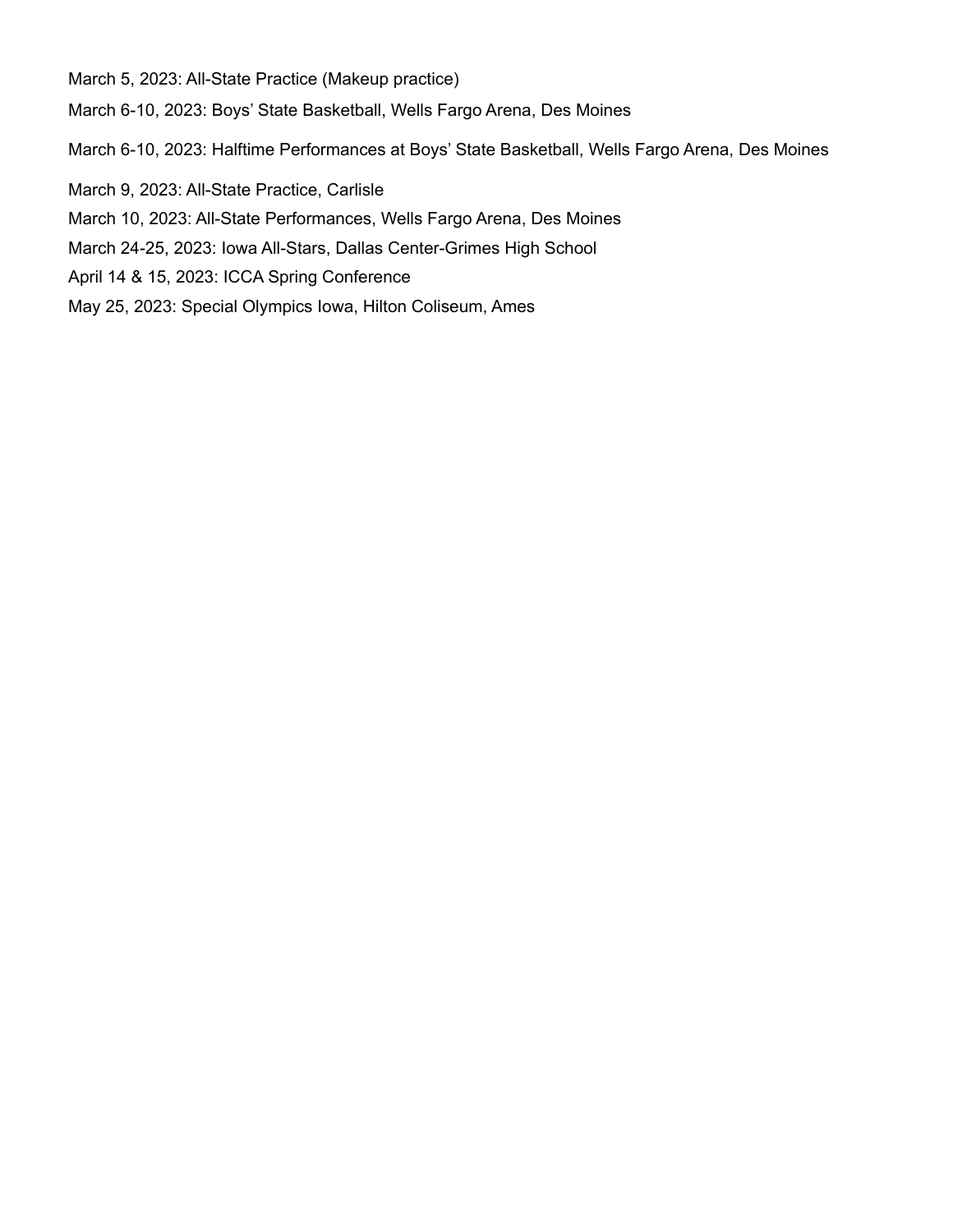March 5, 2023: All-State Practice (Makeup practice)

March 6-10, 2023: Boys' State Basketball, Wells Fargo Arena, Des Moines

March 6-10, 2023: Halftime Performances at Boys' State Basketball, Wells Fargo Arena, Des Moines

March 9, 2023: All-State Practice, Carlisle

March 10, 2023: All-State Performances, Wells Fargo Arena, Des Moines

March 24-25, 2023: Iowa All-Stars, Dallas Center-Grimes High School

April 14 & 15, 2023: ICCA Spring Conference

May 25, 2023: Special Olympics Iowa, Hilton Coliseum, Ames